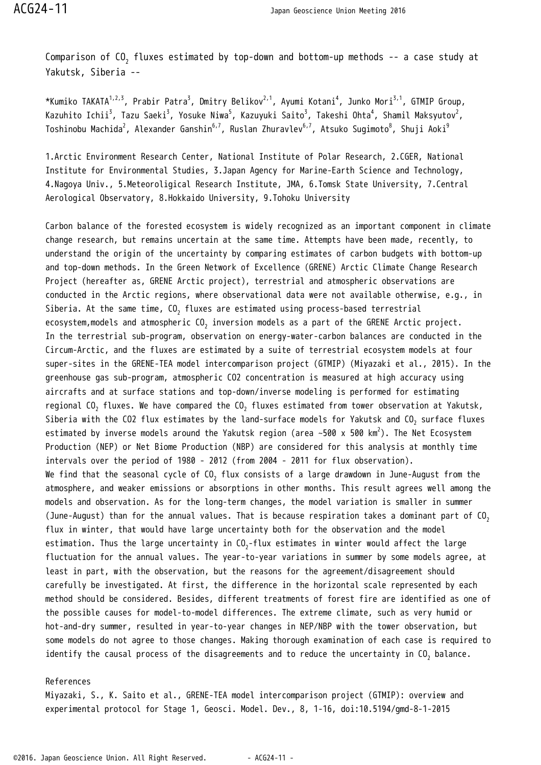# Comparison of $CO_2$ fluxes estimated by top-down and bottom-up methods -- a case study at Yakutsk, Siberia --

*Kumiko TAKATA[1,2,3], Prabir Patra[3], Dmitry Belikov[2,1], Ayumi Kotani[4], Junko Mori[3,1], GTMIP Group, Kazuhito Ichii[3], Tazu Saeki[3], Yosuke Niwa[5], Kazuyuki Saito[3], Takeshi Ohta[4], Shamil Maksyutov[2], Toshinobu Machida[2], Alexander Ganshin[6,7], Ruslan Zhuravlev[6,7], Atsuko Sugimoto[8], Shuji Aoki[9]

1.Arctic Environment Research Center, National Institute of Polar Research, 2.CGER, National Institute for Environmental Studies, 3.Japan Agency for Marine-Earth Science and Technology, 4.Nagoya Univ., 5.Meteoroligical Research Institute, JMA, 6.Tomsk State University, 7.Central Aerological Observatory, 8.Hokkaido University, 9.Tohoku University

Carbon balance of the forested ecosystem is widely recognized as an important component in climate change research, but remains uncertain at the same time. Attempts have been made, recently, to understand the origin of the uncertainty by comparing estimates of carbon budgets with bottom-up and top-down methods. In the Green Network of Excellence (GRENE) Arctic Climate Change Research Project (hereafter as, GRENE Arctic project), terrestrial and atmospheric observations are conducted in the Arctic regions, where observational data were not available otherwise, e.g., in Siberia. At the same time, $CO_2$ fluxes are estimated using process-based terrestrial ecosystem,models and atmospheric $CO_2$ inversion models as a part of the GRENE Arctic project. In the terrestrial sub-program, observation on energy-water-carbon balances are conducted in the Circum-Arctic, and the fluxes are estimated by a suite of terrestrial ecosystem models at four super-sites in the GRENE-TEA model intercomparison project (GTMIP) (Miyazaki et al., 2015). In the greenhouse gas sub-program, atmospheric CO2 concentration is measured at high accuracy using aircrafts and at surface stations and top-down/inverse modeling is performed for estimating regional $CO_2$ fluxes. We have compared the $CO_2$ fluxes estimated from tower observation at Yakutsk, Siberia with the CO2 flux estimates by the land-surface models for Yakutsk and $CO_2$ surface fluxes estimated by inverse models around the Yakutsk region (area ~500 x 500 $km^2$). The Net Ecosystem Production (NEP) or Net Biome Production (NBP) are considered for this analysis at monthly time intervals over the period of 1980 - 2012 (from 2004 - 2011 for flux observation).
We find that the seasonal cycle of $CO_2$ flux consists of a large drawdown in June-August from the atmosphere, and weaker emissions or absorptions in other months. This result agrees well among the models and observation. As for the long-term changes, the model variation is smaller in summer (June-August) than for the annual values. That is because respiration takes a dominant part of $CO_2$ flux in winter, that would have large uncertainty both for the observation and the model estimation. Thus the large uncertainty in $CO_2$-flux estimates in winter would affect the large fluctuation for the annual values. The year-to-year variations in summer by some models agree, at least in part, with the observation, but the reasons for the agreement/disagreement should carefully be investigated. At first, the difference in the horizontal scale represented by each method should be considered. Besides, different treatments of forest fire are identified as one of the possible causes for model-to-model differences. The extreme climate, such as very humid or hot-and-dry summer, resulted in year-to-year changes in NEP/NBP with the tower observation, but some models do not agree to those changes. Making thorough examination of each case is required to identify the causal process of the disagreements and to reduce the uncertainty in $CO_2$ balance.

References
Miyazaki, S., K. Saito et al., GRENE-TEA model intercomparison project (GTMIP): overview and experimental protocol for Stage 1, Geosci. Model. Dev., 8, 1-16, doi:10.5194/gmd-8-1-2015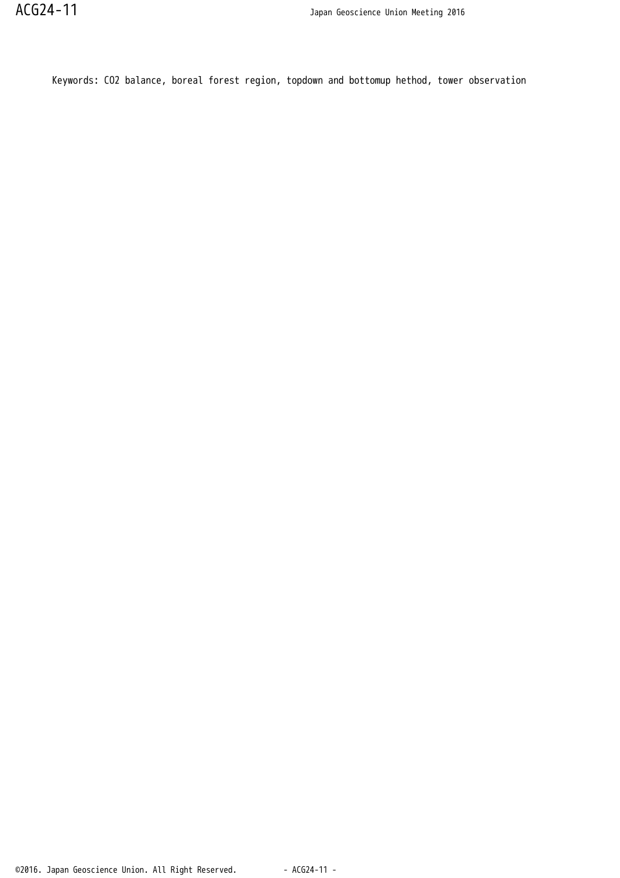Keywords: CO2 balance, boreal forest region, topdown and bottomup hethod, tower observation